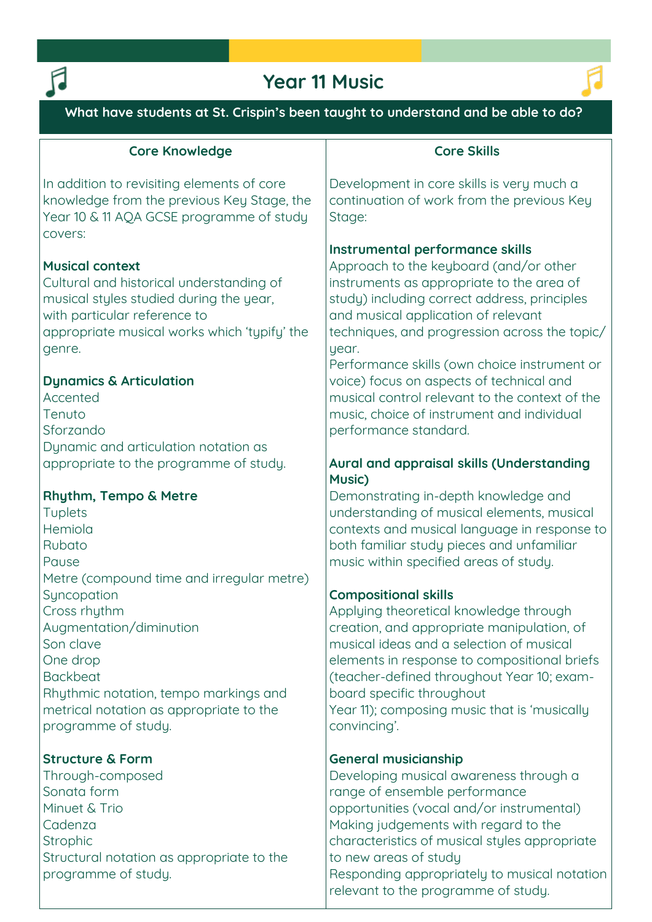# Year 11 Music

**What have students at St. Crispin's been taught to understand and be able to do?**

## Core Knowledge

In addition to revisiting elements of core knowledge from the previous Key Stage, the Year 10 & 11 AQA GCSE programme of study covers:

### Musical context

Cultural and historical understanding of musical styles studied during the year, with particular reference to appropriate musical works which 'typify' the genre.

### Dynamics & Articulation

Accented
Tenuto
Sforzando
Dynamic and articulation notation as appropriate to the programme of study.

### Rhythm, Tempo & Metre

Tuplets
Hemiola
Rubato
Pause
Metre (compound time and irregular metre)
Syncopation
Cross rhythm
Augmentation/diminution
Son clave
One drop
Backbeat
Rhythmic notation, tempo markings and metrical notation as appropriate to the programme of study.

### Structure & Form

Through-composed
Sonata form
Minuet & Trio
Cadenza
Strophic
Structural notation as appropriate to the programme of study.

## Core Skills

Development in core skills is very much a continuation of work from the previous Key Stage:

### Instrumental performance skills

Approach to the keyboard (and/or other instruments as appropriate to the area of study) including correct address, principles and musical application of relevant techniques, and progression across the topic/ year.
Performance skills (own choice instrument or voice) focus on aspects of technical and musical control relevant to the context of the music, choice of instrument and individual performance standard.

### Aural and appraisal skills (Understanding Music)

Demonstrating in-depth knowledge and understanding of musical elements, musical contexts and musical language in response to both familiar study pieces and unfamiliar music within specified areas of study.

### Compositional skills

Applying theoretical knowledge through creation, and appropriate manipulation, of musical ideas and a selection of musical elements in response to compositional briefs (teacher-defined throughout Year 10; exam-board specific throughout Year 11); composing music that is 'musically convincing'.

### General musicianship

Developing musical awareness through a range of ensemble performance opportunities (vocal and/or instrumental)
Making judgements with regard to the characteristics of musical styles appropriate to new areas of study
Responding appropriately to musical notation relevant to the programme of study.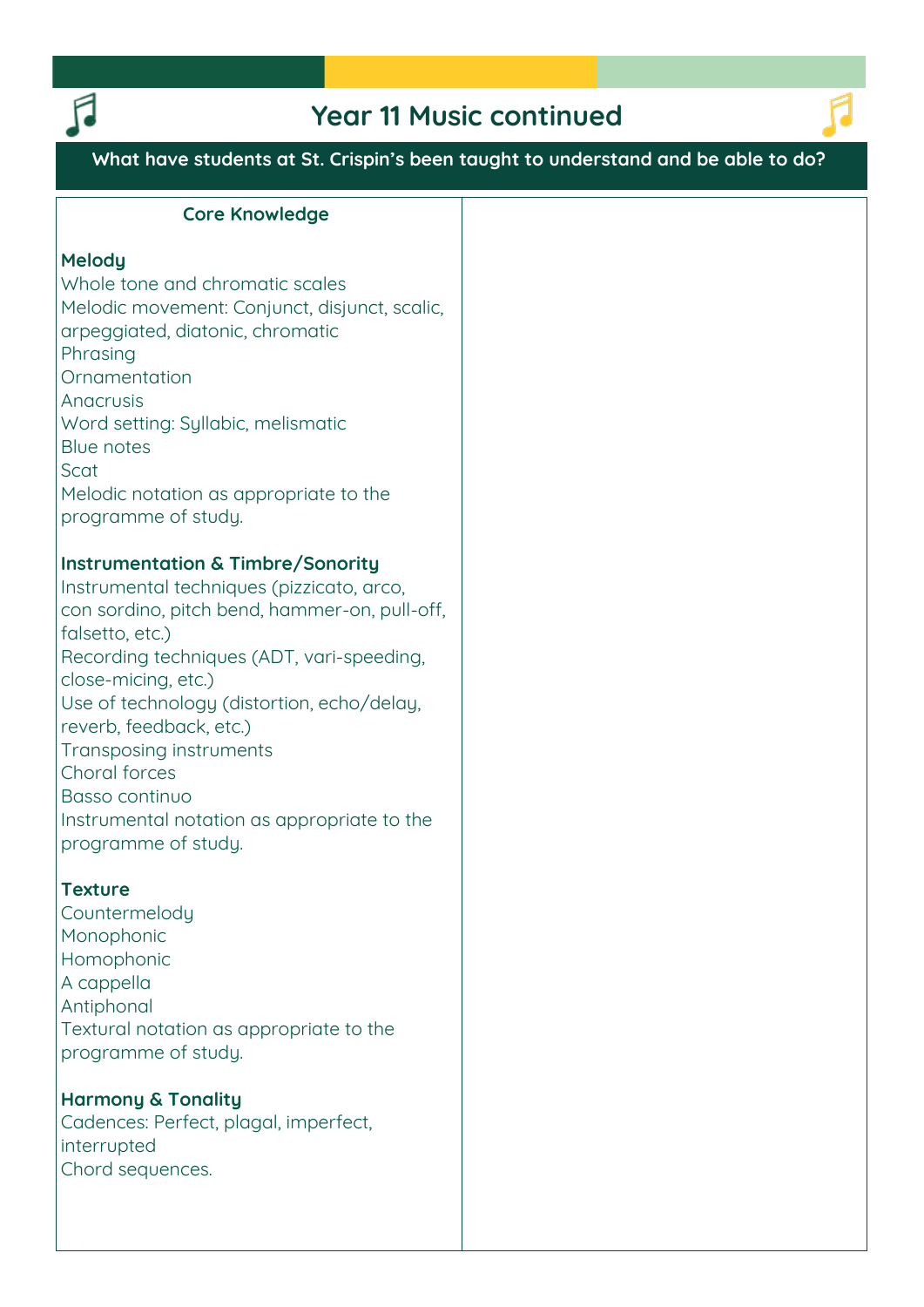# Year 11 Music continued

**What have students at St. Crispin's been taught to understand and be able to do?**

## Core Knowledge

**Melody**

Whole tone and chromatic scales
Melodic movement: Conjunct, disjunct, scalic, arpeggiated, diatonic, chromatic
Phrasing
Ornamentation
Anacrusis
Word setting: Syllabic, melismatic
Blue notes
Scat
Melodic notation as appropriate to the programme of study.

**Instrumentation & Timbre/Sonority**

Instrumental techniques (pizzicato, arco, con sordino, pitch bend, hammer-on, pull-off, falsetto, etc.)
Recording techniques (ADT, vari-speeding, close-micing, etc.)
Use of technology (distortion, echo/delay, reverb, feedback, etc.)
Transposing instruments
Choral forces
Basso continuo
Instrumental notation as appropriate to the programme of study.

**Texture**

Countermelody
Monophonic
Homophonic
A cappella
Antiphonal
Textural notation as appropriate to the programme of study.

**Harmony & Tonality**

Cadences: Perfect, plagal, imperfect, interrupted
Chord sequences.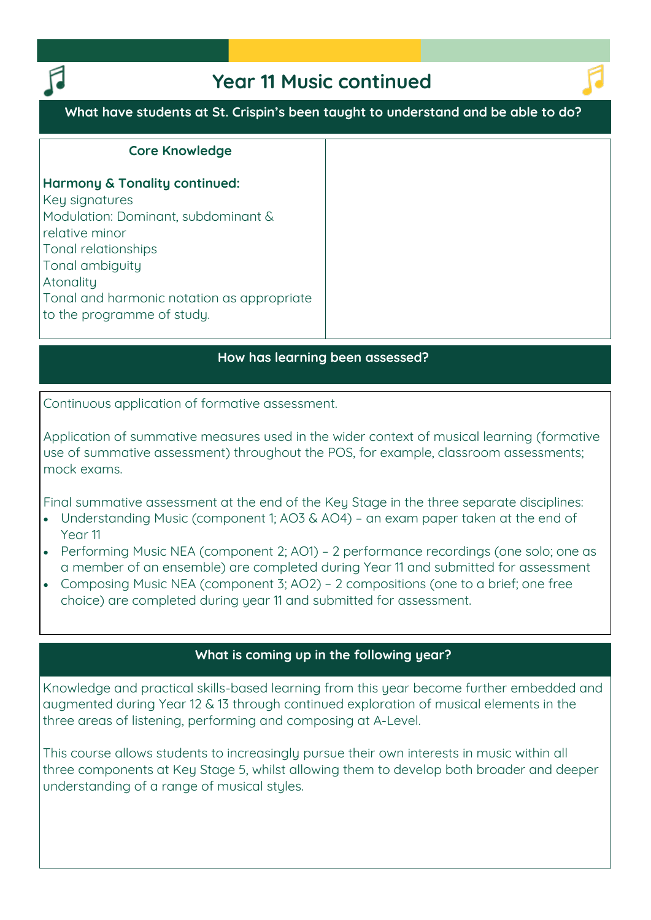# Year 11 Music continued

## What have students at St. Crispin's been taught to understand and be able to do?

### Core Knowledge

**Harmony & Tonality continued:**
Key signatures
Modulation: Dominant, subdominant & relative minor
Tonal relationships
Tonal ambiguity
Atonality
Tonal and harmonic notation as appropriate to the programme of study.

## How has learning been assessed?

Continuous application of formative assessment.

Application of summative measures used in the wider context of musical learning (formative use of summative assessment) throughout the POS, for example, classroom assessments; mock exams.

Final summative assessment at the end of the Key Stage in the three separate disciplines:

- Understanding Music (component 1; AO3 & AO4) – an exam paper taken at the end of Year 11
- Performing Music NEA (component 2; AO1) – 2 performance recordings (one solo; one as a member of an ensemble) are completed during Year 11 and submitted for assessment
- Composing Music NEA (component 3; AO2) – 2 compositions (one to a brief; one free choice) are completed during year 11 and submitted for assessment.

## What is coming up in the following year?

Knowledge and practical skills-based learning from this year become further embedded and augmented during Year 12 & 13 through continued exploration of musical elements in the three areas of listening, performing and composing at A-Level.

This course allows students to increasingly pursue their own interests in music within all three components at Key Stage 5, whilst allowing them to develop both broader and deeper understanding of a range of musical styles.